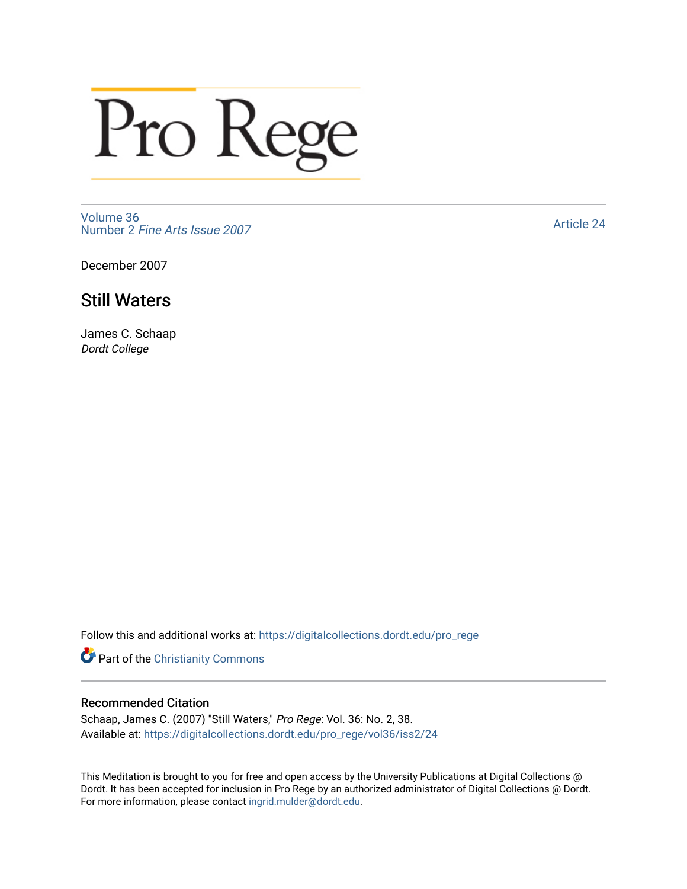# Pro Rege

Volume 36
Number 2 *Fine Arts Issue 2007*

Article 24

December 2007

## Still Waters

James C. Schaap
*Dordt College*

Follow this and additional works at: https://digitalcollections.dordt.edu/pro_rege

Part of the Christianity Commons

### Recommended Citation

Schaap, James C. (2007) "Still Waters," *Pro Rege*: Vol. 36: No. 2, 38.
Available at: https://digitalcollections.dordt.edu/pro_rege/vol36/iss2/24

This Meditation is brought to you for free and open access by the University Publications at Digital Collections @ Dordt. It has been accepted for inclusion in Pro Rege by an authorized administrator of Digital Collections @ Dordt. For more information, please contact ingrid.mulder@dordt.edu.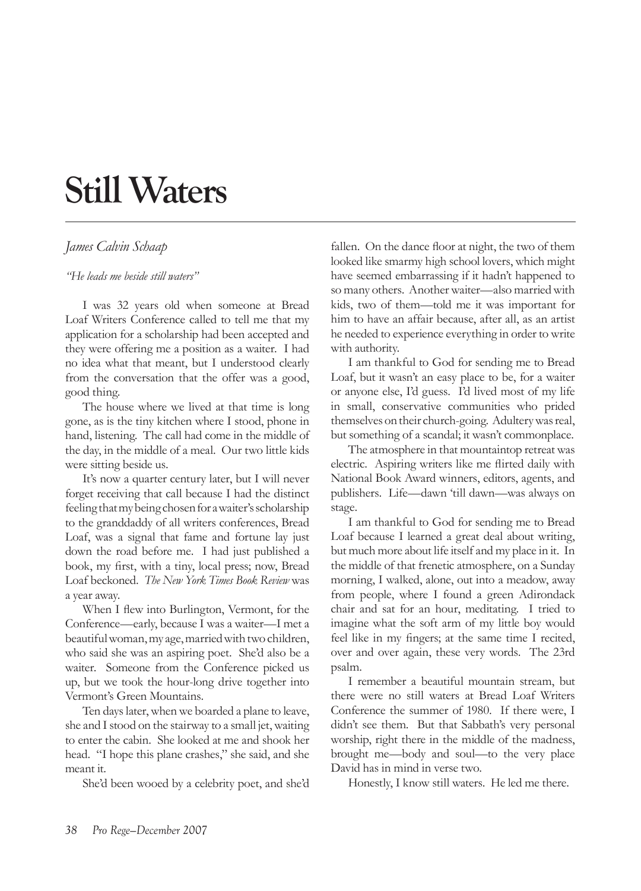# Still Waters

*James Calvin Schaap*

*"He leads me beside still waters"*

I was 32 years old when someone at Bread Loaf Writers Conference called to tell me that my application for a scholarship had been accepted and they were offering me a position as a waiter. I had no idea what that meant, but I understood clearly from the conversation that the offer was a good, good thing.

The house where we lived at that time is long gone, as is the tiny kitchen where I stood, phone in hand, listening. The call had come in the middle of the day, in the middle of a meal. Our two little kids were sitting beside us.

It's now a quarter century later, but I will never forget receiving that call because I had the distinct feeling that my being chosen for a waiter's scholarship to the granddaddy of all writers conferences, Bread Loaf, was a signal that fame and fortune lay just down the road before me. I had just published a book, my first, with a tiny, local press; now, Bread Loaf beckoned. *The New York Times Book Review* was a year away.

When I flew into Burlington, Vermont, for the Conference—early, because I was a waiter—I met a beautiful woman, my age, married with two children, who said she was an aspiring poet. She'd also be a waiter. Someone from the Conference picked us up, but we took the hour-long drive together into Vermont's Green Mountains.

Ten days later, when we boarded a plane to leave, she and I stood on the stairway to a small jet, waiting to enter the cabin. She looked at me and shook her head. "I hope this plane crashes," she said, and she meant it.

She'd been wooed by a celebrity poet, and she'd fallen. On the dance floor at night, the two of them looked like smarmy high school lovers, which might have seemed embarrassing if it hadn't happened to so many others. Another waiter—also married with kids, two of them—told me it was important for him to have an affair because, after all, as an artist he needed to experience everything in order to write with authority.

I am thankful to God for sending me to Bread Loaf, but it wasn't an easy place to be, for a waiter or anyone else, I'd guess. I'd lived most of my life in small, conservative communities who prided themselves on their church-going. Adultery was real, but something of a scandal; it wasn't commonplace.

The atmosphere in that mountaintop retreat was electric. Aspiring writers like me flirted daily with National Book Award winners, editors, agents, and publishers. Life—dawn 'till dawn—was always on stage.

I am thankful to God for sending me to Bread Loaf because I learned a great deal about writing, but much more about life itself and my place in it. In the middle of that frenetic atmosphere, on a Sunday morning, I walked, alone, out into a meadow, away from people, where I found a green Adirondack chair and sat for an hour, meditating. I tried to imagine what the soft arm of my little boy would feel like in my fingers; at the same time I recited, over and over again, these very words. The 23rd psalm.

I remember a beautiful mountain stream, but there were no still waters at Bread Loaf Writers Conference the summer of 1980. If there were, I didn't see them. But that Sabbath's very personal worship, right there in the middle of the madness, brought me—body and soul—to the very place David has in mind in verse two.

Honestly, I know still waters. He led me there.